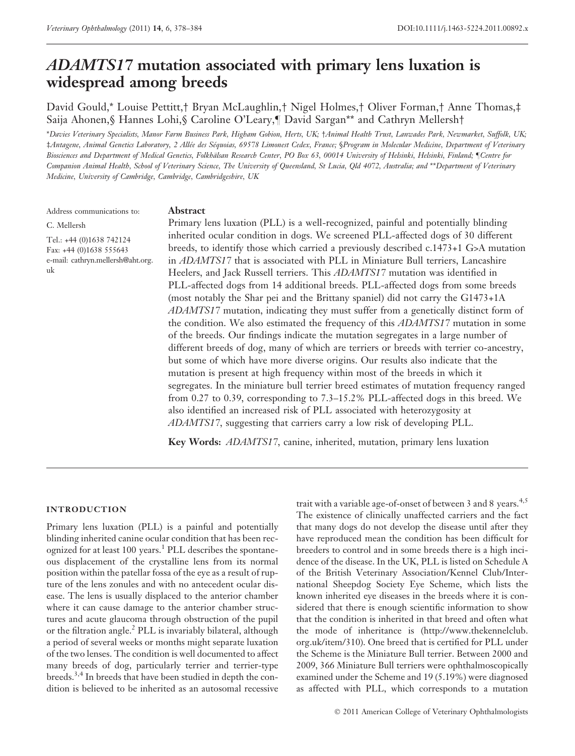# *ADAMTS17* mutation associated with primary lens luxation is widespread among breeds

David Gould,* Louise Pettitt,† Bryan McLaughlin,† Nigel Holmes,† Oliver Forman,† Anne Thomas,‡ Saija Ahonen,§ Hannes Lohi,§ Caroline O'Leary,¶ David Sargan** and Cathryn Mellersh†

*Davies Veterinary Specialists, Manor Farm Business Park, Higham Gobion, Herts, UK; †Animal Health Trust, Lanwades Park, Newmarket, Suffolk, UK; ‡Antagene, Animal Genetics Laboratory, 2 Allée des Séquoias, 69578 Limonest Cedex, France; §Program in Molecular Medicine, Department of Veterinary Biosciences and Department of Medical Genetics, Folkhälsan Research Center, PO Box 63, 00014 University of Helsinki, Helsinki, Finland; ¶Centre for Companion Animal Health, School of Veterinary Science, The University of Queensland, St Lucia, Qld 4072, Australia; and **Department of Veterinary Medicine, University of Cambridge, Cambridge, Cambridgeshire, UK

Address communications to:
C. Mellersh
Tel.: +44 (0)1638 742124
Fax: +44 (0)1638 555643
e-mail: cathryn.mellersh@aht.org.uk

## Abstract

Primary lens luxation (PLL) is a well-recognized, painful and potentially blinding inherited ocular condition in dogs. We screened PLL-affected dogs of 30 different breeds, to identify those which carried a previously described c.1473+1 G>A mutation in *ADAMTS17* that is associated with PLL in Miniature Bull terriers, Lancashire Heelers, and Jack Russell terriers. This *ADAMTS17* mutation was identified in PLL-affected dogs from 14 additional breeds. PLL-affected dogs from some breeds (most notably the Shar pei and the Brittany spaniel) did not carry the G1473+1A *ADAMTS17* mutation, indicating they must suffer from a genetically distinct form of the condition. We also estimated the frequency of this *ADAMTS17* mutation in some of the breeds. Our findings indicate the mutation segregates in a large number of different breeds of dog, many of which are terriers or breeds with terrier co-ancestry, but some of which have more diverse origins. Our results also indicate that the mutation is present at high frequency within most of the breeds in which it segregates. In the miniature bull terrier breed estimates of mutation frequency ranged from 0.27 to 0.39, corresponding to 7.3–15.2% PLL-affected dogs in this breed. We also identified an increased risk of PLL associated with heterozygosity at *ADAMTS17*, suggesting that carriers carry a low risk of developing PLL.

**Key Words:** *ADAMTS17*, canine, inherited, mutation, primary lens luxation

## INTRODUCTION

Primary lens luxation (PLL) is a painful and potentially blinding inherited canine ocular condition that has been recognized for at least 100 years.[1] PLL describes the spontaneous displacement of the crystalline lens from its normal position within the patellar fossa of the eye as a result of rupture of the lens zonules and with no antecedent ocular disease. The lens is usually displaced to the anterior chamber where it can cause damage to the anterior chamber structures and acute glaucoma through obstruction of the pupil or the filtration angle.[2] PLL is invariably bilateral, although a period of several weeks or months might separate luxation of the two lenses. The condition is well documented to affect many breeds of dog, particularly terrier and terrier-type breeds.[3,4] In breeds that have been studied in depth the condition is believed to be inherited as an autosomal recessive trait with a variable age-of-onset of between 3 and 8 years.[4,5] The existence of clinically unaffected carriers and the fact that many dogs do not develop the disease until after they have reproduced mean the condition has been difficult for breeders to control and in some breeds there is a high incidence of the disease. In the UK, PLL is listed on Schedule A of the British Veterinary Association/Kennel Club/International Sheepdog Society Eye Scheme, which lists the known inherited eye diseases in the breeds where it is considered that there is enough scientific information to show that the condition is inherited in that breed and often what the mode of inheritance is (http://www.thekennelclub.org.uk/item/310). One breed that is certified for PLL under the Scheme is the Miniature Bull terrier. Between 2000 and 2009, 366 Miniature Bull terriers were ophthalmoscopically examined under the Scheme and 19 (5.19%) were diagnosed as affected with PLL, which corresponds to a mutation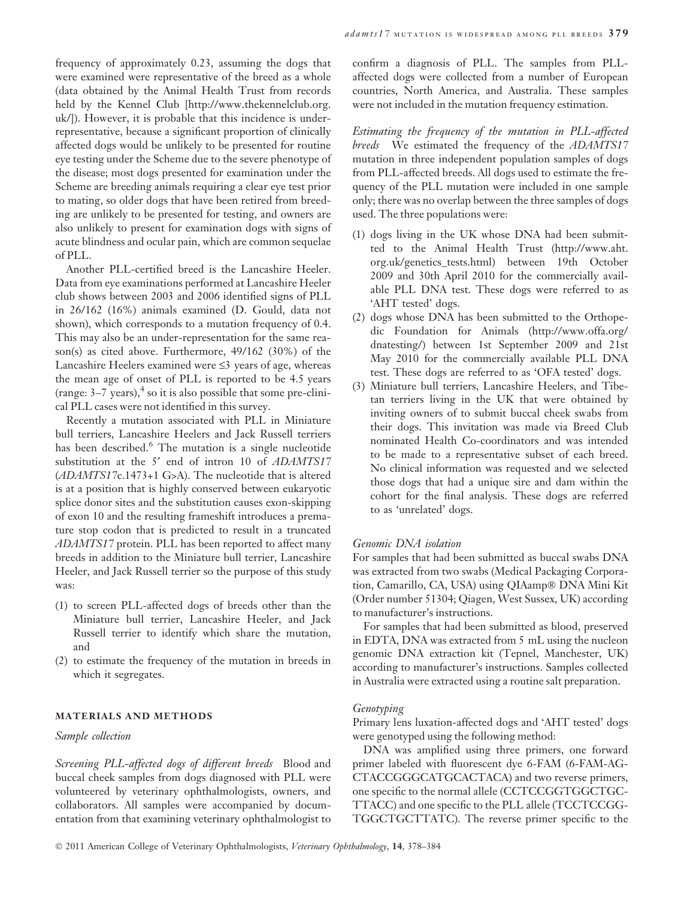frequency of approximately 0.23, assuming the dogs that were examined were representative of the breed as a whole (data obtained by the Animal Health Trust from records held by the Kennel Club [http://www.thekennelclub.org.uk/]). However, it is probable that this incidence is under-representative, because a significant proportion of clinically affected dogs would be unlikely to be presented for routine eye testing under the Scheme due to the severe phenotype of the disease; most dogs presented for examination under the Scheme are breeding animals requiring a clear eye test prior to mating, so older dogs that have been retired from breeding are unlikely to be presented for testing, and owners are also unlikely to present for examination dogs with signs of acute blindness and ocular pain, which are common sequelae of PLL.

Another PLL-certified breed is the Lancashire Heeler. Data from eye examinations performed at Lancashire Heeler club shows between 2003 and 2006 identified signs of PLL in 26/162 (16%) animals examined (D. Gould, data not shown), which corresponds to a mutation frequency of 0.4. This may also be an under-representation for the same reason(s) as cited above. Furthermore, 49/162 (30%) of the Lancashire Heelers examined were ≤3 years of age, whereas the mean age of onset of PLL is reported to be 4.5 years (range: 3–7 years),[4] so it is also possible that some pre-clinical PLL cases were not identified in this survey.

Recently a mutation associated with PLL in Miniature bull terriers, Lancashire Heelers and Jack Russell terriers has been described.[6] The mutation is a single nucleotide substitution at the 5′ end of intron 10 of *ADAMTS17* (*ADAMTS17*c.1473+1 G>A). The nucleotide that is altered is at a position that is highly conserved between eukaryotic splice donor sites and the substitution causes exon-skipping of exon 10 and the resulting frameshift introduces a premature stop codon that is predicted to result in a truncated *ADAMTS17* protein. PLL has been reported to affect many breeds in addition to the Miniature bull terrier, Lancashire Heeler, and Jack Russell terrier so the purpose of this study was:

1. to screen PLL-affected dogs of breeds other than the Miniature bull terrier, Lancashire Heeler, and Jack Russell terrier to identify which share the mutation, and
2. to estimate the frequency of the mutation in breeds in which it segregates.

## MATERIALS AND METHODS

### Sample collection

*Screening PLL-affected dogs of different breeds* Blood and buccal cheek samples from dogs diagnosed with PLL were volunteered by veterinary ophthalmologists, owners, and collaborators. All samples were accompanied by documentation from that examining veterinary ophthalmologist to confirm a diagnosis of PLL. The samples from PLL-affected dogs were collected from a number of European countries, North America, and Australia. These samples were not included in the mutation frequency estimation.

*Estimating the frequency of the mutation in PLL-affected breeds* We estimated the frequency of the *ADAMTS17* mutation in three independent population samples of dogs from PLL-affected breeds. All dogs used to estimate the frequency of the PLL mutation were included in one sample only; there was no overlap between the three samples of dogs used. The three populations were:

1. dogs living in the UK whose DNA had been submitted to the Animal Health Trust (http://www.aht.org.uk/genetics_tests.html) between 19th October 2009 and 30th April 2010 for the commercially available PLL DNA test. These dogs were referred to as 'AHT tested' dogs.
2. dogs whose DNA has been submitted to the Orthopedic Foundation for Animals (http://www.offa.org/dnatesting/) between 1st September 2009 and 21st May 2010 for the commercially available PLL DNA test. These dogs are referred to as 'OFA tested' dogs.
3. Miniature bull terriers, Lancashire Heelers, and Tibetan terriers living in the UK that were obtained by inviting owners of to submit buccal cheek swabs from their dogs. This invitation was made via Breed Club nominated Health Co-coordinators and was intended to be made to a representative subset of each breed. No clinical information was requested and we selected those dogs that had a unique sire and dam within the cohort for the final analysis. These dogs are referred to as 'unrelated' dogs.

### Genomic DNA isolation

For samples that had been submitted as buccal swabs DNA was extracted from two swabs (Medical Packaging Corporation, Camarillo, CA, USA) using QIAamp® DNA Mini Kit (Order number 51304; Qiagen, West Sussex, UK) according to manufacturer's instructions.

For samples that had been submitted as blood, preserved in EDTA, DNA was extracted from 5 mL using the nucleon genomic DNA extraction kit (Tepnel, Manchester, UK) according to manufacturer's instructions. Samples collected in Australia were extracted using a routine salt preparation.

### Genotyping

Primary lens luxation-affected dogs and 'AHT tested' dogs were genotyped using the following method:

DNA was amplified using three primers, one forward primer labeled with fluorescent dye 6-FAM (6-FAM-AGCTACCGGGCATGCACTACA) and two reverse primers, one specific to the normal allele (CCTCCGGTGGCTGCTTACC) and one specific to the PLL allele (TCCTCCGGTGGCTGCTTATC). The reverse primer specific to the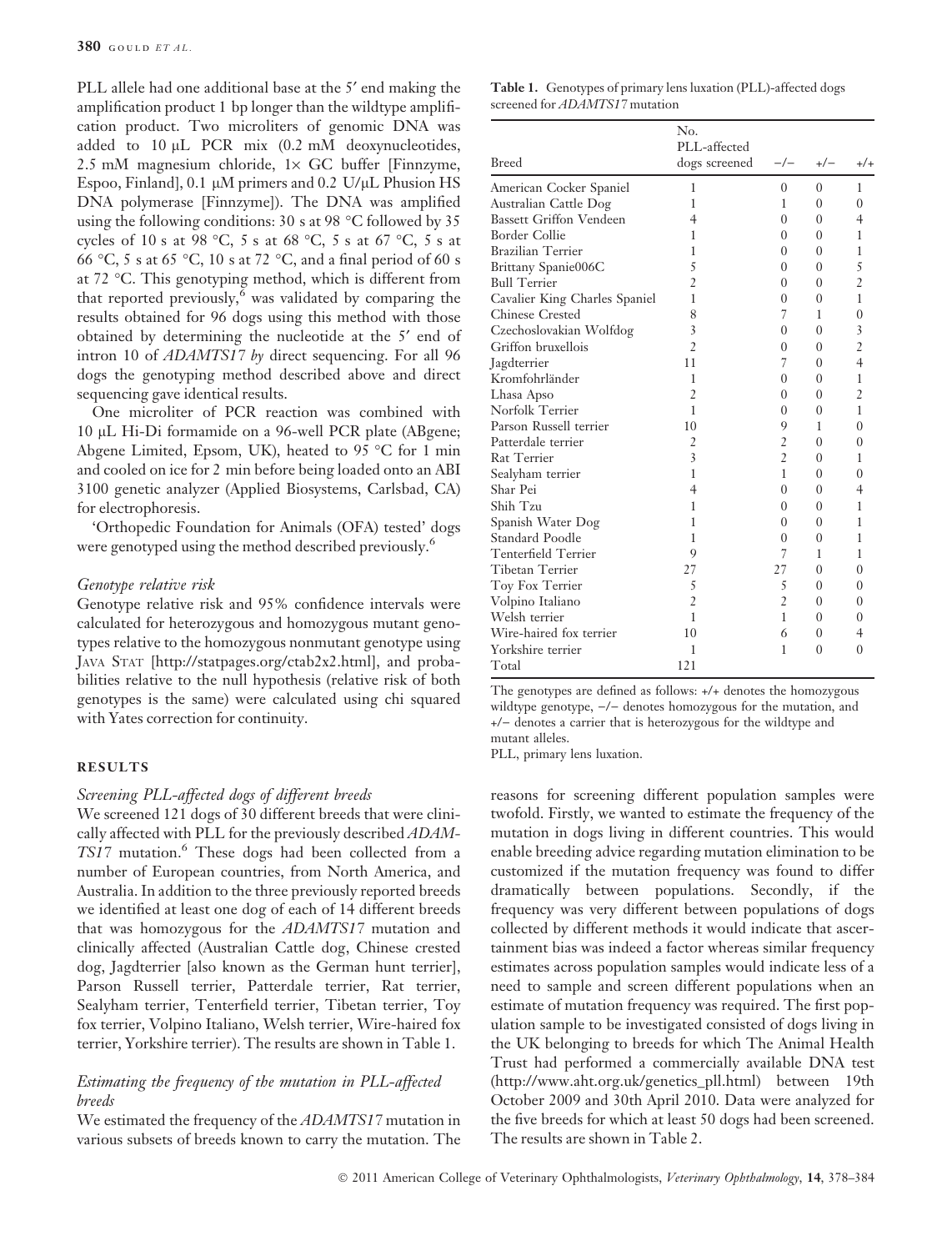PLL allele had one additional base at the 5′ end making the amplification product 1 bp longer than the wildtype amplification product. Two microliters of genomic DNA was added to 10 μL PCR mix (0.2 mM deoxynucleotides, 2.5 mM magnesium chloride, 1× GC buffer [Finnzyme, Espoo, Finland], 0.1 μM primers and 0.2 U/μL Phusion HS DNA polymerase [Finnzyme]). The DNA was amplified using the following conditions: 30 s at 98 °C followed by 35 cycles of 10 s at 98 °C, 5 s at 68 °C, 5 s at 67 °C, 5 s at 66 °C, 5 s at 65 °C, 10 s at 72 °C, and a final period of 60 s at 72 °C. This genotyping method, which is different from that reported previously,[6] was validated by comparing the results obtained for 96 dogs using this method with those obtained by determining the nucleotide at the 5′ end of intron 10 of *ADAMTS17 by* direct sequencing. For all 96 dogs the genotyping method described above and direct sequencing gave identical results.

One microliter of PCR reaction was combined with 10 μL Hi-Di formamide on a 96-well PCR plate (ABgene; Abgene Limited, Epsom, UK), heated to 95 °C for 1 min and cooled on ice for 2 min before being loaded onto an ABI 3100 genetic analyzer (Applied Biosystems, Carlsbad, CA) for electrophoresis.

'Orthopedic Foundation for Animals (OFA) tested' dogs were genotyped using the method described previously.[6]

### *Genotype relative risk*

Genotype relative risk and 95% confidence intervals were calculated for heterozygous and homozygous mutant genotypes relative to the homozygous nonmutant genotype using Java Stat [http://statpages.org/ctab2x2.html], and probabilities relative to the null hypothesis (relative risk of both genotypes is the same) were calculated using chi squared with Yates correction for continuity.

## RESULTS

### *Screening PLL-affected dogs of different breeds*

We screened 121 dogs of 30 different breeds that were clinically affected with PLL for the previously described *ADAMTS17* mutation.[6] These dogs had been collected from a number of European countries, from North America, and Australia. In addition to the three previously reported breeds we identified at least one dog of each of 14 different breeds that was homozygous for the *ADAMTS17* mutation and clinically affected (Australian Cattle dog, Chinese crested dog, Jagdterrier [also known as the German hunt terrier], Parson Russell terrier, Patterdale terrier, Rat terrier, Sealyham terrier, Tenterfield terrier, Tibetan terrier, Toy fox terrier, Volpino Italiano, Welsh terrier, Wire-haired fox terrier, Yorkshire terrier). The results are shown in Table 1.

**Table 1.** Genotypes of primary lens luxation (PLL)-affected dogs screened for *ADAMTS17* mutation

| Breed | No. PLL-affected dogs screened | −/− | +/− | +/+ |
|---|---|---|---|---|
| American Cocker Spaniel | 1 | 0 | 0 | 1 |
| Australian Cattle Dog | 1 | 1 | 0 | 0 |
| Bassett Griffon Vendeen | 4 | 0 | 0 | 4 |
| Border Collie | 1 | 0 | 0 | 1 |
| Brazilian Terrier | 1 | 0 | 0 | 1 |
| Brittany Spanie006C | 5 | 0 | 0 | 5 |
| Bull Terrier | 2 | 0 | 0 | 2 |
| Cavalier King Charles Spaniel | 1 | 0 | 0 | 1 |
| Chinese Crested | 8 | 7 | 1 | 0 |
| Czechoslovakian Wolfdog | 3 | 0 | 0 | 3 |
| Griffon bruxellois | 2 | 0 | 0 | 2 |
| Jagdterrier | 11 | 7 | 0 | 4 |
| Kromfohrländer | 1 | 0 | 0 | 1 |
| Lhasa Apso | 2 | 0 | 0 | 2 |
| Norfolk Terrier | 1 | 0 | 0 | 1 |
| Parson Russell terrier | 10 | 9 | 1 | 0 |
| Patterdale terrier | 2 | 2 | 0 | 0 |
| Rat Terrier | 3 | 2 | 0 | 1 |
| Sealyham terrier | 1 | 1 | 0 | 0 |
| Shar Pei | 4 | 0 | 0 | 4 |
| Shih Tzu | 1 | 0 | 0 | 1 |
| Spanish Water Dog | 1 | 0 | 0 | 1 |
| Standard Poodle | 1 | 0 | 0 | 1 |
| Tenterfield Terrier | 9 | 7 | 1 | 1 |
| Tibetan Terrier | 27 | 27 | 0 | 0 |
| Toy Fox Terrier | 5 | 5 | 0 | 0 |
| Volpino Italiano | 2 | 2 | 0 | 0 |
| Welsh terrier | 1 | 1 | 0 | 0 |
| Wire-haired fox terrier | 10 | 6 | 0 | 4 |
| Yorkshire terrier | 1 | 1 | 0 | 0 |
| Total | 121 | | | |

The genotypes are defined as follows: +/+ denotes the homozygous wildtype genotype, −/− denotes homozygous for the mutation, and +/− denotes a carrier that is heterozygous for the wildtype and mutant alleles.
PLL, primary lens luxation.

### *Estimating the frequency of the mutation in PLL-affected breeds*

We estimated the frequency of the *ADAMTS17* mutation in various subsets of breeds known to carry the mutation. The reasons for screening different population samples were twofold. Firstly, we wanted to estimate the frequency of the mutation in dogs living in different countries. This would enable breeding advice regarding mutation elimination to be customized if the mutation frequency was found to differ dramatically between populations. Secondly, if the frequency was very different between populations of dogs collected by different methods it would indicate that ascertainment bias was indeed a factor whereas similar frequency estimates across population samples would indicate less of a need to sample and screen different populations when an estimate of mutation frequency was required. The first population sample to be investigated consisted of dogs living in the UK belonging to breeds for which The Animal Health Trust had performed a commercially available DNA test (http://www.aht.org.uk/genetics_pll.html) between 19th October 2009 and 30th April 2010. Data were analyzed for the five breeds for which at least 50 dogs had been screened. The results are shown in Table 2.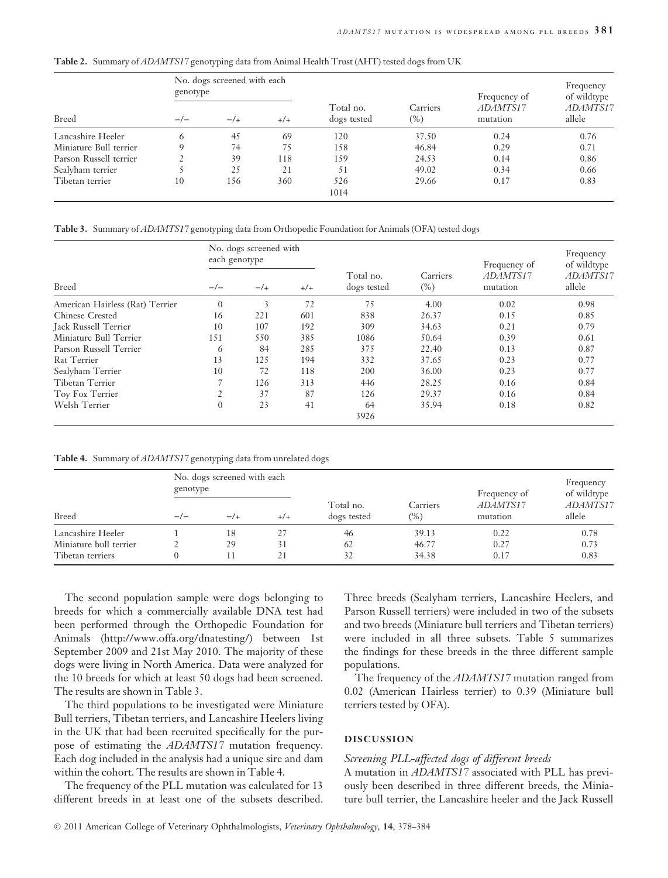**Table 2.** Summary of *ADAMTS17* genotyping data from Animal Health Trust (AHT) tested dogs from UK

| Breed | No. dogs screened with each genotype | | | Total no. dogs tested | Carriers (%) | Frequency of *ADAMTS17* mutation | Frequency of wildtype *ADAMTS17* allele |
|---|---|---|---|---|---|---|---|
| | −/− | −/+ | +/+ | | | | |
| Lancashire Heeler | 6 | 45 | 69 | 120 | 37.50 | 0.24 | 0.76 |
| Miniature Bull terrier | 9 | 74 | 75 | 158 | 46.84 | 0.29 | 0.71 |
| Parson Russell terrier | 2 | 39 | 118 | 159 | 24.53 | 0.14 | 0.86 |
| Sealyham terrier | 5 | 25 | 21 | 51 | 49.02 | 0.34 | 0.66 |
| Tibetan terrier | 10 | 156 | 360 | 526 | 29.66 | 0.17 | 0.83 |
| | | | | 1014 | | | |

**Table 3.** Summary of *ADAMTS17* genotyping data from Orthopedic Foundation for Animals (OFA) tested dogs

| Breed | No. dogs screened with each genotype | | | Total no. dogs tested | Carriers (%) | Frequency of *ADAMTS17* mutation | Frequency of wildtype *ADAMTS17* allele |
|---|---|---|---|---|---|---|---|
| | −/− | −/+ | +/+ | | | | |
| American Hairless (Rat) Terrier | 0 | 3 | 72 | 75 | 4.00 | 0.02 | 0.98 |
| Chinese Crested | 16 | 221 | 601 | 838 | 26.37 | 0.15 | 0.85 |
| Jack Russell Terrier | 10 | 107 | 192 | 309 | 34.63 | 0.21 | 0.79 |
| Miniature Bull Terrier | 151 | 550 | 385 | 1086 | 50.64 | 0.39 | 0.61 |
| Parson Russell Terrier | 6 | 84 | 285 | 375 | 22.40 | 0.13 | 0.87 |
| Rat Terrier | 13 | 125 | 194 | 332 | 37.65 | 0.23 | 0.77 |
| Sealyham Terrier | 10 | 72 | 118 | 200 | 36.00 | 0.23 | 0.77 |
| Tibetan Terrier | 7 | 126 | 313 | 446 | 28.25 | 0.16 | 0.84 |
| Toy Fox Terrier | 2 | 37 | 87 | 126 | 29.37 | 0.16 | 0.84 |
| Welsh Terrier | 0 | 23 | 41 | 64 | 35.94 | 0.18 | 0.82 |
| | | | | 3926 | | | |

**Table 4.** Summary of *ADAMTS17* genotyping data from unrelated dogs

| Breed | No. dogs screened with each genotype | | | Total no. dogs tested | Carriers (%) | Frequency of *ADAMTS17* mutation | Frequency of wildtype *ADAMTS17* allele |
|---|---|---|---|---|---|---|---|
| | −/− | −/+ | +/+ | | | | |
| Lancashire Heeler | 1 | 18 | 27 | 46 | 39.13 | 0.22 | 0.78 |
| Miniature bull terrier | 2 | 29 | 31 | 62 | 46.77 | 0.27 | 0.73 |
| Tibetan terriers | 0 | 11 | 21 | 32 | 34.38 | 0.17 | 0.83 |

The second population sample were dogs belonging to breeds for which a commercially available DNA test had been performed through the Orthopedic Foundation for Animals (http://www.offa.org/dnatesting/) between 1st September 2009 and 21st May 2010. The majority of these dogs were living in North America. Data were analyzed for the 10 breeds for which at least 50 dogs had been screened. The results are shown in Table 3.

The third populations to be investigated were Miniature Bull terriers, Tibetan terriers, and Lancashire Heelers living in the UK that had been recruited specifically for the purpose of estimating the *ADAMTS17* mutation frequency. Each dog included in the analysis had a unique sire and dam within the cohort. The results are shown in Table 4.

The frequency of the PLL mutation was calculated for 13 different breeds in at least one of the subsets described. Three breeds (Sealyham terriers, Lancashire Heelers, and Parson Russell terriers) were included in two of the subsets and two breeds (Miniature bull terriers and Tibetan terriers) were included in all three subsets. Table 5 summarizes the findings for these breeds in the three different sample populations.

The frequency of the *ADAMTS17* mutation ranged from 0.02 (American Hairless terrier) to 0.39 (Miniature bull terriers tested by OFA).

## DISCUSSION

### *Screening PLL-affected dogs of different breeds*

A mutation in *ADAMTS17* associated with PLL has previously been described in three different breeds, the Miniature bull terrier, the Lancashire heeler and the Jack Russell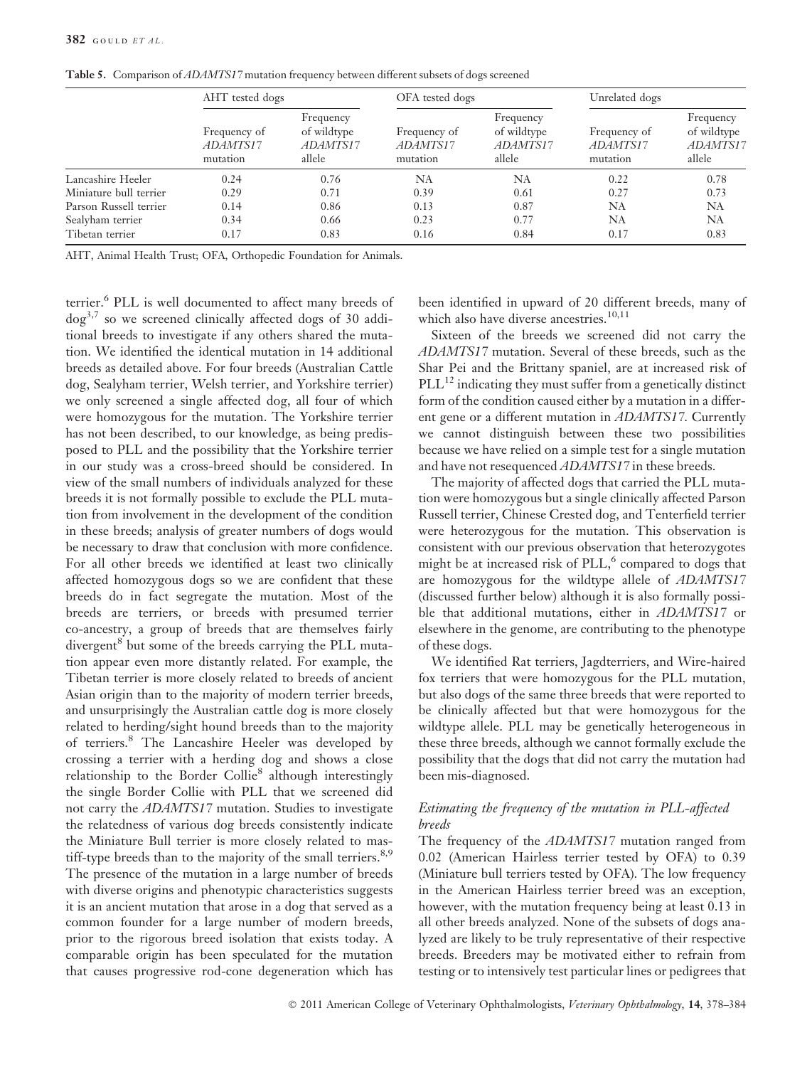**Table 5.** Comparison of *ADAMTS17* mutation frequency between different subsets of dogs screened

| | AHT tested dogs | | OFA tested dogs | | Unrelated dogs | |
|---|---|---|---|---|---|---|
| | Frequency of *ADAMTS17* mutation | Frequency of wildtype *ADAMTS17* allele | Frequency of *ADAMTS17* mutation | Frequency of wildtype *ADAMTS17* allele | Frequency of *ADAMTS17* mutation | Frequency of wildtype *ADAMTS17* allele |
| Lancashire Heeler | 0.24 | 0.76 | NA | NA | 0.22 | 0.78 |
| Miniature bull terrier | 0.29 | 0.71 | 0.39 | 0.61 | 0.27 | 0.73 |
| Parson Russell terrier | 0.14 | 0.86 | 0.13 | 0.87 | NA | NA |
| Sealyham terrier | 0.34 | 0.66 | 0.23 | 0.77 | NA | NA |
| Tibetan terrier | 0.17 | 0.83 | 0.16 | 0.84 | 0.17 | 0.83 |

AHT, Animal Health Trust; OFA, Orthopedic Foundation for Animals.

terrier.[6] PLL is well documented to affect many breeds of dog[3,7] so we screened clinically affected dogs of 30 additional breeds to investigate if any others shared the mutation. We identified the identical mutation in 14 additional breeds as detailed above. For four breeds (Australian Cattle dog, Sealyham terrier, Welsh terrier, and Yorkshire terrier) we only screened a single affected dog, all four of which were homozygous for the mutation. The Yorkshire terrier has not been described, to our knowledge, as being predisposed to PLL and the possibility that the Yorkshire terrier in our study was a cross-breed should be considered. In view of the small numbers of individuals analyzed for these breeds it is not formally possible to exclude the PLL mutation from involvement in the development of the condition in these breeds; analysis of greater numbers of dogs would be necessary to draw that conclusion with more confidence. For all other breeds we identified at least two clinically affected homozygous dogs so we are confident that these breeds do in fact segregate the mutation. Most of the breeds are terriers, or breeds with presumed terrier co-ancestry, a group of breeds that are themselves fairly divergent[8] but some of the breeds carrying the PLL mutation appear even more distantly related. For example, the Tibetan terrier is more closely related to breeds of ancient Asian origin than to the majority of modern terrier breeds, and unsurprisingly the Australian cattle dog is more closely related to herding/sight hound breeds than to the majority of terriers.[8] The Lancashire Heeler was developed by crossing a terrier with a herding dog and shows a close relationship to the Border Collie[8] although interestingly the single Border Collie with PLL that we screened did not carry the *ADAMTS17* mutation. Studies to investigate the relatedness of various dog breeds consistently indicate the Miniature Bull terrier is more closely related to mastiff-type breeds than to the majority of the small terriers.[8,9] The presence of the mutation in a large number of breeds with diverse origins and phenotypic characteristics suggests it is an ancient mutation that arose in a dog that served as a common founder for a large number of modern breeds, prior to the rigorous breed isolation that exists today. A comparable origin has been speculated for the mutation that causes progressive rod-cone degeneration which has been identified in upward of 20 different breeds, many of which also have diverse ancestries.[10,11]

Sixteen of the breeds we screened did not carry the *ADAMTS17* mutation. Several of these breeds, such as the Shar Pei and the Brittany spaniel, are at increased risk of PLL[12] indicating they must suffer from a genetically distinct form of the condition caused either by a mutation in a different gene or a different mutation in *ADAMTS17*. Currently we cannot distinguish between these two possibilities because we have relied on a simple test for a single mutation and have not resequenced *ADAMTS17* in these breeds.

The majority of affected dogs that carried the PLL mutation were homozygous but a single clinically affected Parson Russell terrier, Chinese Crested dog, and Tenterfield terrier were heterozygous for the mutation. This observation is consistent with our previous observation that heterozygotes might be at increased risk of PLL,[6] compared to dogs that are homozygous for the wildtype allele of *ADAMTS17* (discussed further below) although it is also formally possible that additional mutations, either in *ADAMTS17* or elsewhere in the genome, are contributing to the phenotype of these dogs.

We identified Rat terriers, Jagdterriers, and Wire-haired fox terriers that were homozygous for the PLL mutation, but also dogs of the same three breeds that were reported to be clinically affected but that were homozygous for the wildtype allele. PLL may be genetically heterogeneous in these three breeds, although we cannot formally exclude the possibility that the dogs that did not carry the mutation had been mis-diagnosed.

### *Estimating the frequency of the mutation in PLL-affected breeds*

The frequency of the *ADAMTS17* mutation ranged from 0.02 (American Hairless terrier tested by OFA) to 0.39 (Miniature bull terriers tested by OFA). The low frequency in the American Hairless terrier breed was an exception, however, with the mutation frequency being at least 0.13 in all other breeds analyzed. None of the subsets of dogs analyzed are likely to be truly representative of their respective breeds. Breeders may be motivated either to refrain from testing or to intensively test particular lines or pedigrees that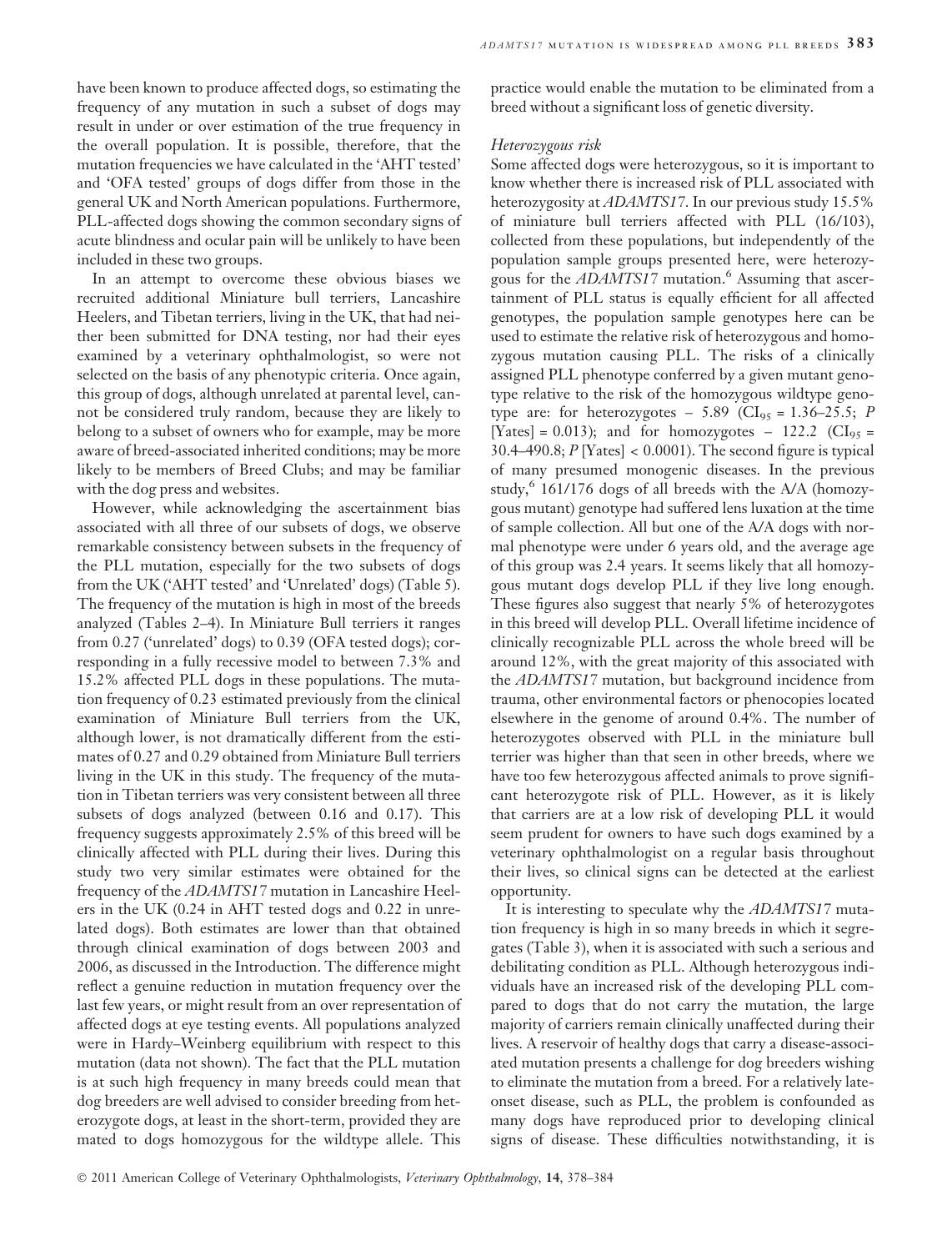have been known to produce affected dogs, so estimating the frequency of any mutation in such a subset of dogs may result in under or over estimation of the true frequency in the overall population. It is possible, therefore, that the mutation frequencies we have calculated in the 'AHT tested' and 'OFA tested' groups of dogs differ from those in the general UK and North American populations. Furthermore, PLL-affected dogs showing the common secondary signs of acute blindness and ocular pain will be unlikely to have been included in these two groups.

In an attempt to overcome these obvious biases we recruited additional Miniature bull terriers, Lancashire Heelers, and Tibetan terriers, living in the UK, that had neither been submitted for DNA testing, nor had their eyes examined by a veterinary ophthalmologist, so were not selected on the basis of any phenotypic criteria. Once again, this group of dogs, although unrelated at parental level, cannot be considered truly random, because they are likely to belong to a subset of owners who for example, may be more aware of breed-associated inherited conditions; may be more likely to be members of Breed Clubs; and may be familiar with the dog press and websites.

However, while acknowledging the ascertainment bias associated with all three of our subsets of dogs, we observe remarkable consistency between subsets in the frequency of the PLL mutation, especially for the two subsets of dogs from the UK ('AHT tested' and 'Unrelated' dogs) (Table 5). The frequency of the mutation is high in most of the breeds analyzed (Tables 2–4). In Miniature Bull terriers it ranges from 0.27 ('unrelated' dogs) to 0.39 (OFA tested dogs); corresponding in a fully recessive model to between 7.3% and 15.2% affected PLL dogs in these populations. The mutation frequency of 0.23 estimated previously from the clinical examination of Miniature Bull terriers from the UK, although lower, is not dramatically different from the estimates of 0.27 and 0.29 obtained from Miniature Bull terriers living in the UK in this study. The frequency of the mutation in Tibetan terriers was very consistent between all three subsets of dogs analyzed (between 0.16 and 0.17). This frequency suggests approximately 2.5% of this breed will be clinically affected with PLL during their lives. During this study two very similar estimates were obtained for the frequency of the *ADAMTS17* mutation in Lancashire Heelers in the UK (0.24 in AHT tested dogs and 0.22 in unrelated dogs). Both estimates are lower than that obtained through clinical examination of dogs between 2003 and 2006, as discussed in the Introduction. The difference might reflect a genuine reduction in mutation frequency over the last few years, or might result from an over representation of affected dogs at eye testing events. All populations analyzed were in Hardy–Weinberg equilibrium with respect to this mutation (data not shown). The fact that the PLL mutation is at such high frequency in many breeds could mean that dog breeders are well advised to consider breeding from heterozygote dogs, at least in the short-term, provided they are mated to dogs homozygous for the wildtype allele. This practice would enable the mutation to be eliminated from a breed without a significant loss of genetic diversity.

### *Heterozygous risk*

Some affected dogs were heterozygous, so it is important to know whether there is increased risk of PLL associated with heterozygosity at *ADAMTS17*. In our previous study 15.5% of miniature bull terriers affected with PLL (16/103), collected from these populations, but independently of the population sample groups presented here, were heterozygous for the *ADAMTS17* mutation.[6] Assuming that ascertainment of PLL status is equally efficient for all affected genotypes, the population sample genotypes here can be used to estimate the relative risk of heterozygous and homozygous mutation causing PLL. The risks of a clinically assigned PLL phenotype conferred by a given mutant genotype relative to the risk of the homozygous wildtype genotype are: for heterozygotes – 5.89 ($CI_{95}$ = 1.36–25.5; $P$ [Yates] = 0.013); and for homozygotes – 122.2 ($CI_{95}$ = 30.4–490.8; $P$ [Yates] < 0.0001). The second figure is typical of many presumed monogenic diseases. In the previous study,[6] 161/176 dogs of all breeds with the A/A (homozygous mutant) genotype had suffered lens luxation at the time of sample collection. All but one of the A/A dogs with normal phenotype were under 6 years old, and the average age of this group was 2.4 years. It seems likely that all homozygous mutant dogs develop PLL if they live long enough. These figures also suggest that nearly 5% of heterozygotes in this breed will develop PLL. Overall lifetime incidence of clinically recognizable PLL across the whole breed will be around 12%, with the great majority of this associated with the *ADAMTS17* mutation, but background incidence from trauma, other environmental factors or phenocopies located elsewhere in the genome of around 0.4%. The number of heterozygotes observed with PLL in the miniature bull terrier was higher than that seen in other breeds, where we have too few heterozygous affected animals to prove significant heterozygote risk of PLL. However, as it is likely that carriers are at a low risk of developing PLL it would seem prudent for owners to have such dogs examined by a veterinary ophthalmologist on a regular basis throughout their lives, so clinical signs can be detected at the earliest opportunity.

It is interesting to speculate why the *ADAMTS17* mutation frequency is high in so many breeds in which it segregates (Table 3), when it is associated with such a serious and debilitating condition as PLL. Although heterozygous individuals have an increased risk of the developing PLL compared to dogs that do not carry the mutation, the large majority of carriers remain clinically unaffected during their lives. A reservoir of healthy dogs that carry a disease-associated mutation presents a challenge for dog breeders wishing to eliminate the mutation from a breed. For a relatively late-onset disease, such as PLL, the problem is confounded as many dogs have reproduced prior to developing clinical signs of disease. These difficulties notwithstanding, it is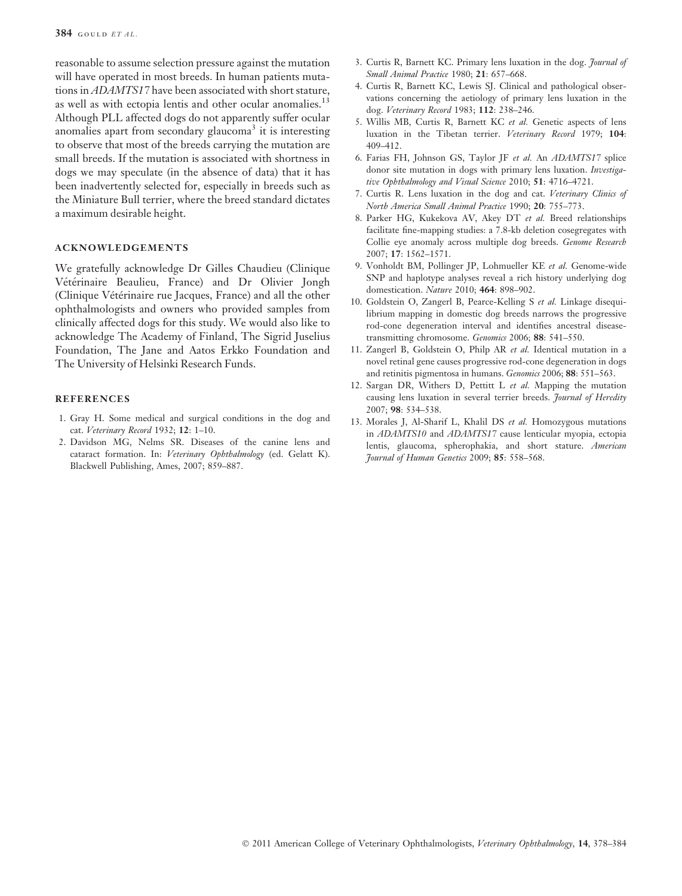reasonable to assume selection pressure against the mutation will have operated in most breeds. In human patients mutations in *ADAMTS17* have been associated with short stature, as well as with ectopia lentis and other ocular anomalies.[13] Although PLL affected dogs do not apparently suffer ocular anomalies apart from secondary glaucoma[3] it is interesting to observe that most of the breeds carrying the mutation are small breeds. If the mutation is associated with shortness in dogs we may speculate (in the absence of data) that it has been inadvertently selected for, especially in breeds such as the Miniature Bull terrier, where the breed standard dictates a maximum desirable height.

## ACKNOWLEDGEMENTS

We gratefully acknowledge Dr Gilles Chaudieu (Clinique Vétérinaire Beaulieu, France) and Dr Olivier Jongh (Clinique Vétérinaire rue Jacques, France) and all the other ophthalmologists and owners who provided samples from clinically affected dogs for this study. We would also like to acknowledge The Academy of Finland, The Sigrid Juselius Foundation, The Jane and Aatos Erkko Foundation and The University of Helsinki Research Funds.

## REFERENCES

1. Gray H. Some medical and surgical conditions in the dog and cat. *Veterinary Record* 1932; **12**: 1–10.
2. Davidson MG, Nelms SR. Diseases of the canine lens and cataract formation. In: *Veterinary Ophthalmology* (ed. Gelatt K). Blackwell Publishing, Ames, 2007; 859–887.
3. Curtis R, Barnett KC. Primary lens luxation in the dog. *Journal of Small Animal Practice* 1980; **21**: 657–668.
4. Curtis R, Barnett KC, Lewis SJ. Clinical and pathological observations concerning the aetiology of primary lens luxation in the dog. *Veterinary Record* 1983; **112**: 238–246.
5. Willis MB, Curtis R, Barnett KC *et al.* Genetic aspects of lens luxation in the Tibetan terrier. *Veterinary Record* 1979; **104**: 409–412.
6. Farias FH, Johnson GS, Taylor JF *et al.* An *ADAMTS17* splice donor site mutation in dogs with primary lens luxation. *Investigative Ophthalmology and Visual Science* 2010; **51**: 4716–4721.
7. Curtis R. Lens luxation in the dog and cat. *Veterinary Clinics of North America Small Animal Practice* 1990; **20**: 755–773.
8. Parker HG, Kukekova AV, Akey DT *et al.* Breed relationships facilitate fine-mapping studies: a 7.8-kb deletion cosegregates with Collie eye anomaly across multiple dog breeds. *Genome Research* 2007; **17**: 1562–1571.
9. Vonholdt BM, Pollinger JP, Lohmueller KE *et al.* Genome-wide SNP and haplotype analyses reveal a rich history underlying dog domestication. *Nature* 2010; **464**: 898–902.
10. Goldstein O, Zangerl B, Pearce-Kelling S *et al.* Linkage disequilibrium mapping in domestic dog breeds narrows the progressive rod-cone degeneration interval and identifies ancestral disease-transmitting chromosome. *Genomics* 2006; **88**: 541–550.
11. Zangerl B, Goldstein O, Philp AR *et al.* Identical mutation in a novel retinal gene causes progressive rod-cone degeneration in dogs and retinitis pigmentosa in humans. *Genomics* 2006; **88**: 551–563.
12. Sargan DR, Withers D, Pettitt L *et al.* Mapping the mutation causing lens luxation in several terrier breeds. *Journal of Heredity* 2007; **98**: 534–538.
13. Morales J, Al-Sharif L, Khalil DS *et al.* Homozygous mutations in *ADAMTS10* and *ADAMTS17* cause lenticular myopia, ectopia lentis, glaucoma, spherophakia, and short stature. *American Journal of Human Genetics* 2009; **85**: 558–568.